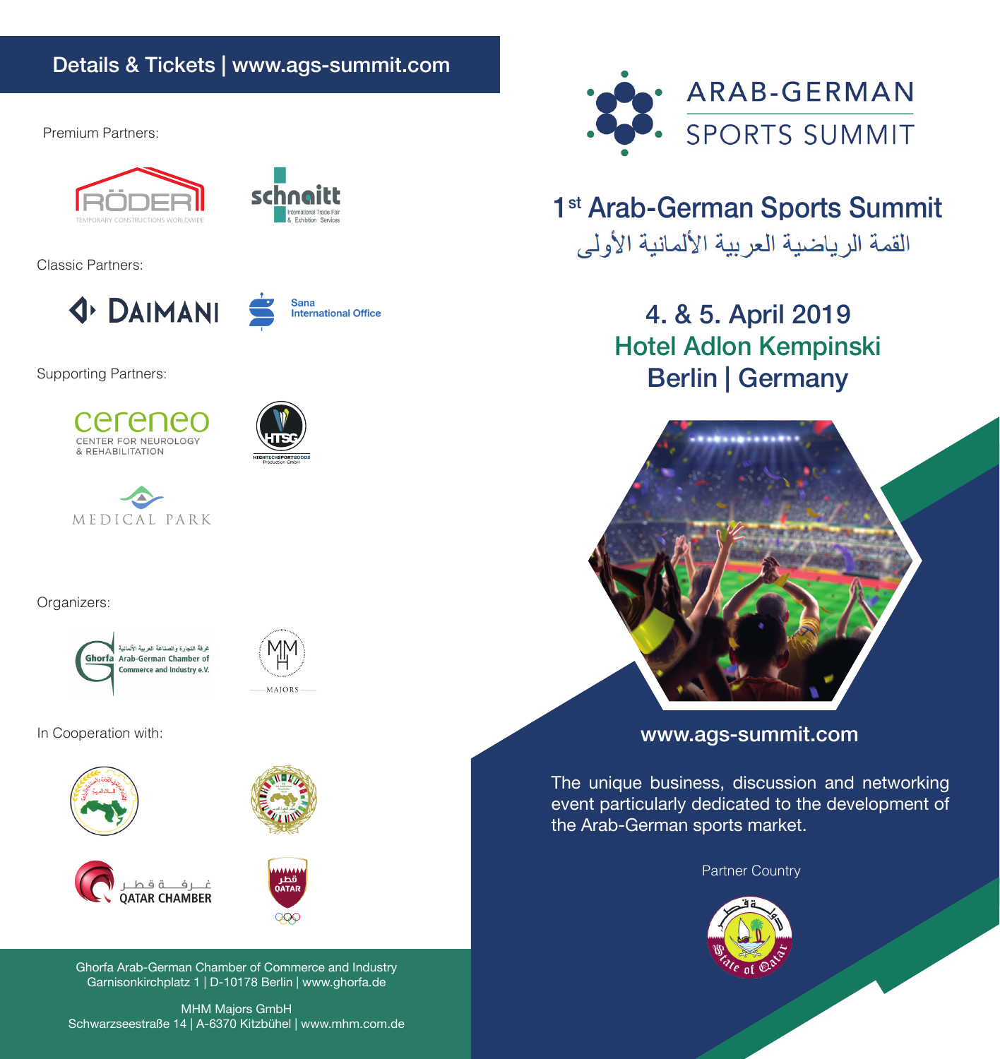**Details & Tickets | www.ags-summit.com**

Premium Partners:

RÖDER — TEMPORARY CONSTRUCTIONS WORLDWIDE

schnaitt — International Trade Fair & Exhibition Services

Classic Partners:

DAIMANI

Sana International Office

Supporting Partners:

cereneo — CENTER FOR NEUROLOGY & REHABILITATION

HTSG — HIGHTECHSPORTGOODS Production GmbH

MEDICAL PARK

Organizers:

Ghorfa — غرفة التجارة والصناعة العربية الألمانية — Arab-German Chamber of Commerce and Industry e.V.

MHM MAJORS

In Cooperation with:

غرفة قطر — QATAR CHAMBER

قطر QATAR

Ghorfa Arab-German Chamber of Commerce and Industry
Garnisonkirchplatz 1 | D-10178 Berlin | www.ghorfa.de

MHM Majors GmbH
Schwarzseestraße 14 | A-6370 Kitzbühel | www.mhm.com.de

# ARAB-GERMAN SPORTS SUMMIT

## 1st Arab-German Sports Summit

## القمة الرياضية العربية الألمانية الأولى

### 4. & 5. April 2019
### Hotel Adlon Kempinski
### Berlin | Germany

**www.ags-summit.com**

The unique business, discussion and networking event particularly dedicated to the development of the Arab-German sports market.

Partner Country

State of Qatar — دولة قطر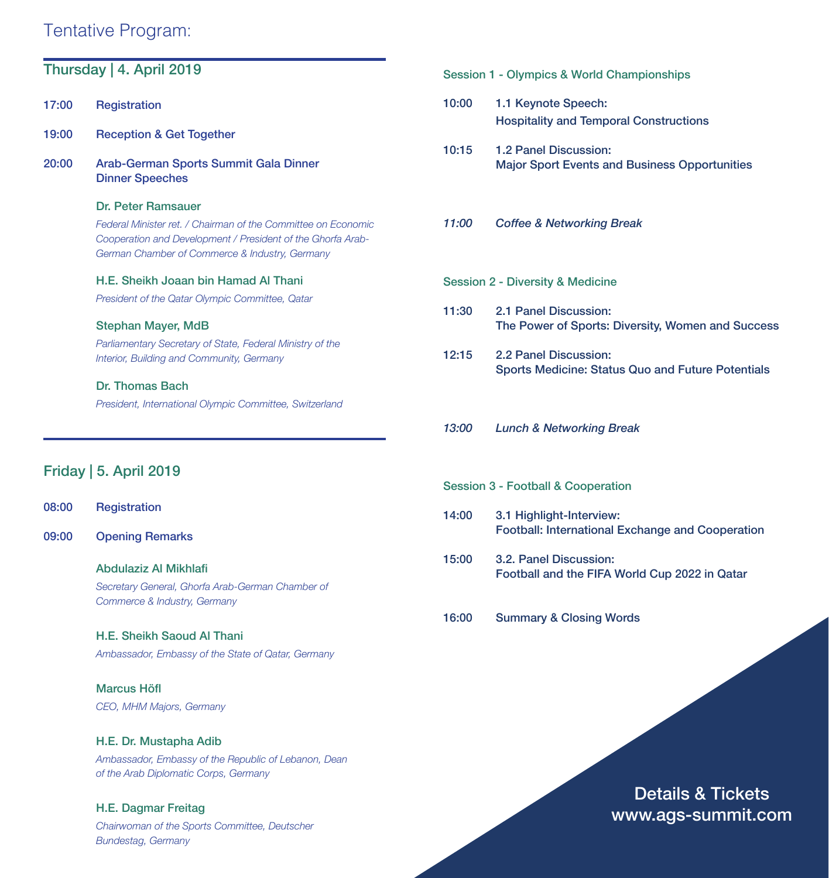# Tentative Program:

## Thursday | 4. April 2019

**17:00** Registration

**19:00** Reception & Get Together

**20:00** Arab-German Sports Summit Gala Dinner
Dinner Speeches

**Dr. Peter Ramsauer**
*Federal Minister ret. / Chairman of the Committee on Economic Cooperation and Development / President of the Ghorfa Arab-German Chamber of Commerce & Industry, Germany*

**H.E. Sheikh Joaan bin Hamad Al Thani**
*President of the Qatar Olympic Committee, Qatar*

**Stephan Mayer, MdB**
*Parliamentary Secretary of State, Federal Ministry of the Interior, Building and Community, Germany*

**Dr. Thomas Bach**
*President, International Olympic Committee, Switzerland*

## Friday | 5. April 2019

**08:00** Registration

**09:00** Opening Remarks

**Abdulaziz Al Mikhlafi**
*Secretary General, Ghorfa Arab-German Chamber of Commerce & Industry, Germany*

**H.E. Sheikh Saoud Al Thani**
*Ambassador, Embassy of the State of Qatar, Germany*

**Marcus Höfl**
*CEO, MHM Majors, Germany*

**H.E. Dr. Mustapha Adib**
*Ambassador, Embassy of the Republic of Lebanon, Dean of the Arab Diplomatic Corps, Germany*

**H.E. Dagmar Freitag**
*Chairwoman of the Sports Committee, Deutscher Bundestag, Germany*

### Session 1 - Olympics & World Championships

**10:00** 1.1 Keynote Speech:
Hospitality and Temporal Constructions

**10:15** 1.2 Panel Discussion:
Major Sport Events and Business Opportunities

***11:00*** ***Coffee & Networking Break***

### Session 2 - Diversity & Medicine

**11:30** 2.1 Panel Discussion:
The Power of Sports: Diversity, Women and Success

**12:15** 2.2 Panel Discussion:
Sports Medicine: Status Quo and Future Potentials

***13:00*** ***Lunch & Networking Break***

### Session 3 - Football & Cooperation

**14:00** 3.1 Highlight-Interview:
Football: International Exchange and Cooperation

**15:00** 3.2. Panel Discussion:
Football and the FIFA World Cup 2022 in Qatar

**16:00** Summary & Closing Words

**Details & Tickets**
**www.ags-summit.com**